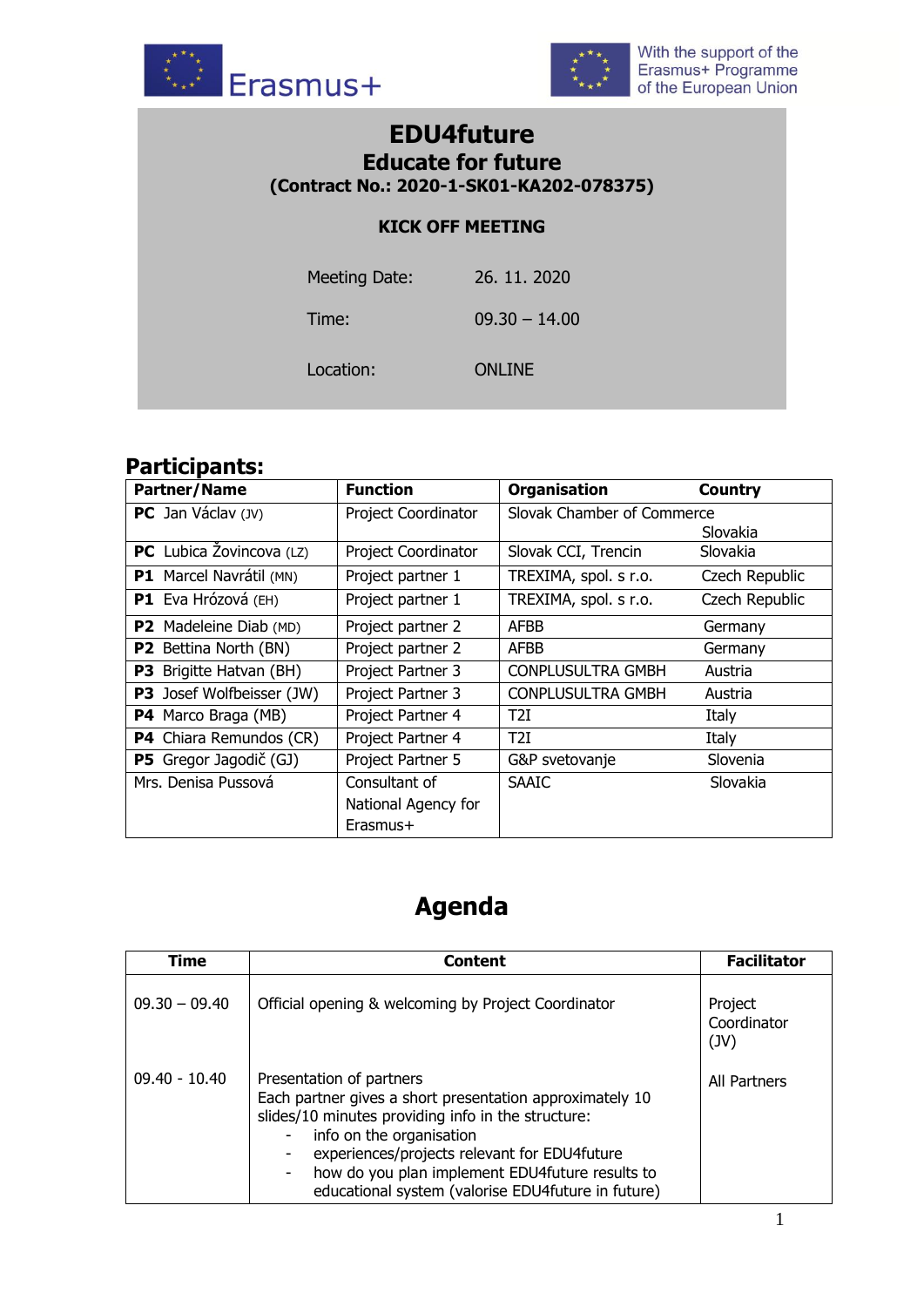Erasmus+

With the support of the Erasmus+ Programme of the European Union

# EDU4future
## Educate for future
**(Contract No.: 2020-1-SK01-KA202-078375)**

**KICK OFF MEETING**

| | |
|---|---|
| Meeting Date: | 26. 11. 2020 |
| Time: | 09.30 – 14.00 |
| Location: | ONLINE |

## Participants:

| Partner/Name | Function | Organisation | Country |
|---|---|---|---|
| **PC** Jan Václav (JV) | Project Coordinator | Slovak Chamber of Commerce | Slovakia |
| **PC** Lubica Žovincova (LZ) | Project Coordinator | Slovak CCI, Trencin | Slovakia |
| **P1** Marcel Navrátil (MN) | Project partner 1 | TREXIMA, spol. s r.o. | Czech Republic |
| **P1** Eva Hrózová (EH) | Project partner 1 | TREXIMA, spol. s r.o. | Czech Republic |
| **P2** Madeleine Diab (MD) | Project partner 2 | AFBB | Germany |
| **P2** Bettina North (BN) | Project partner 2 | AFBB | Germany |
| **P3** Brigitte Hatvan (BH) | Project Partner 3 | CONPLUSULTRA GMBH | Austria |
| **P3** Josef Wolfbeisser (JW) | Project Partner 3 | CONPLUSULTRA GMBH | Austria |
| **P4** Marco Braga (MB) | Project Partner 4 | T2I | Italy |
| **P4** Chiara Remundos (CR) | Project Partner 4 | T2I | Italy |
| **P5** Gregor Jagodič (GJ) | Project Partner 5 | G&P svetovanje | Slovenia |
| Mrs. Denisa Pussová | Consultant of National Agency for Erasmus+ | SAAIC | Slovakia |

# Agenda

| Time | Content | Facilitator |
|---|---|---|
| 09.30 – 09.40 | Official opening & welcoming by Project Coordinator | Project Coordinator (JV) |
| 09.40 - 10.40 | Presentation of partners<br>Each partner gives a short presentation approximately 10 slides/10 minutes providing info in the structure:<br>- info on the organisation<br>- experiences/projects relevant for EDU4future<br>- how do you plan implement EDU4future results to educational system (valorise EDU4future in future) | All Partners |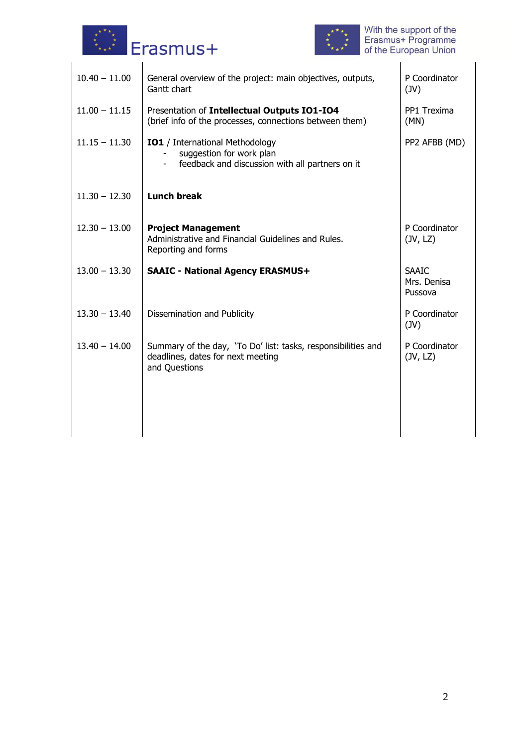| | | |
|---|---|---|
| 10.40 – 11.00 | General overview of the project: main objectives, outputs, Gantt chart | P Coordinator (JV) |
| 11.00 – 11.15 | Presentation of **Intellectual Outputs IO1-IO4** (brief info of the processes, connections between them) | PP1 Trexima (MN) |
| 11.15 – 11.30 | **IO1** / International Methodology<br>- suggestion for work plan<br>- feedback and discussion with all partners on it | PP2 AFBB (MD) |
| 11.30 – 12.30 | **Lunch break** | |
| 12.30 – 13.00 | **Project Management**<br>Administrative and Financial Guidelines and Rules. Reporting and forms | P Coordinator (JV, LZ) |
| 13.00 – 13.30 | **SAAIC - National Agency ERASMUS+** | SAAIC Mrs. Denisa Pussova |
| 13.30 – 13.40 | Dissemination and Publicity | P Coordinator (JV) |
| 13.40 – 14.00 | Summary of the day, 'To Do' list: tasks, responsibilities and deadlines, dates for next meeting and Questions | P Coordinator (JV, LZ) |